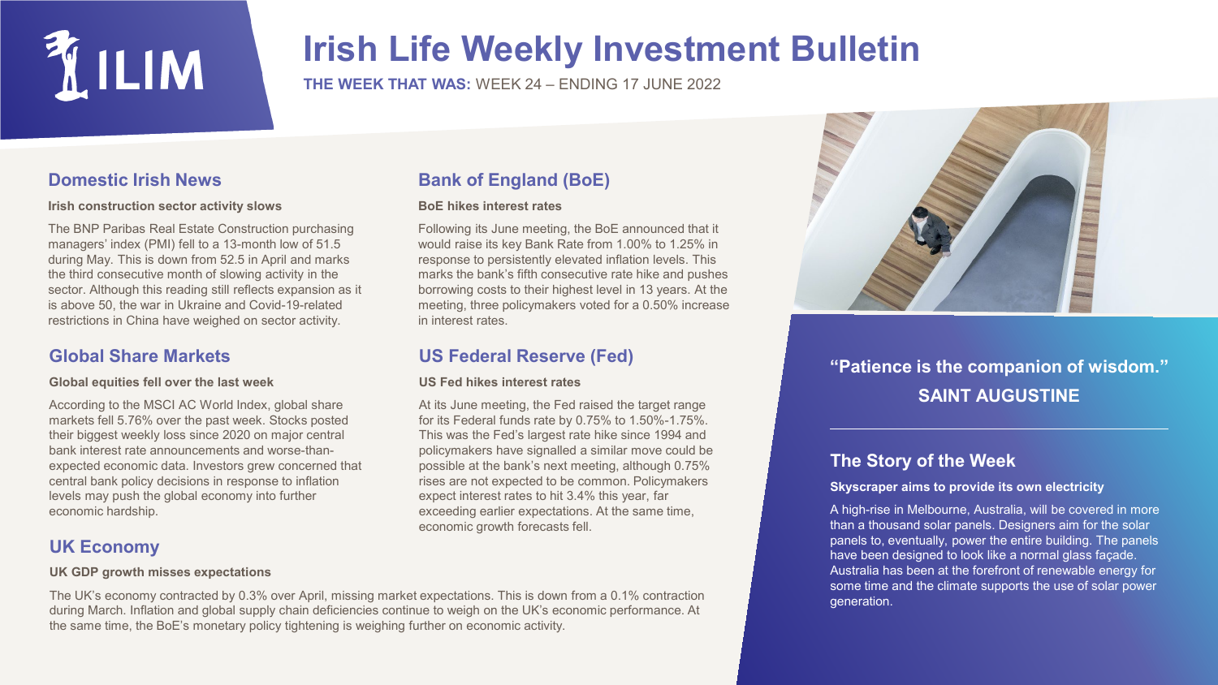ILIM

# Irish Life Weekly Investment Bulletin

**THE WEEK THAT WAS:** WEEK 24 – ENDING 17 JUNE 2022

## Domestic Irish News

**Irish construction sector activity slows**

The BNP Paribas Real Estate Construction purchasing managers' index (PMI) fell to a 13-month low of 51.5 during May. This is down from 52.5 in April and marks the third consecutive month of slowing activity in the sector. Although this reading still reflects expansion as it is above 50, the war in Ukraine and Covid-19-related restrictions in China have weighed on sector activity.

## Global Share Markets

**Global equities fell over the last week**

According to the MSCI AC World Index, global share markets fell 5.76% over the past week. Stocks posted their biggest weekly loss since 2020 on major central bank interest rate announcements and worse-than-expected economic data. Investors grew concerned that central bank policy decisions in response to inflation levels may push the global economy into further economic hardship.

## UK Economy

**UK GDP growth misses expectations**

The UK's economy contracted by 0.3% over April, missing market expectations. This is down from a 0.1% contraction during March. Inflation and global supply chain deficiencies continue to weigh on the UK's economic performance. At the same time, the BoE's monetary policy tightening is weighing further on economic activity.

## Bank of England (BoE)

**BoE hikes interest rates**

Following its June meeting, the BoE announced that it would raise its key Bank Rate from 1.00% to 1.25% in response to persistently elevated inflation levels. This marks the bank's fifth consecutive rate hike and pushes borrowing costs to their highest level in 13 years. At the meeting, three policymakers voted for a 0.50% increase in interest rates.

## US Federal Reserve (Fed)

**US Fed hikes interest rates**

At its June meeting, the Fed raised the target range for its Federal funds rate by 0.75% to 1.50%-1.75%. This was the Fed's largest rate hike since 1994 and policymakers have signalled a similar move could be possible at the bank's next meeting, although 0.75% rises are not expected to be common. Policymakers expect interest rates to hit 3.4% this year, far exceeding earlier expectations. At the same time, economic growth forecasts fell.

**"Patience is the companion of wisdom."**
**SAINT AUGUSTINE**

## The Story of the Week

**Skyscraper aims to provide its own electricity**

A high-rise in Melbourne, Australia, will be covered in more than a thousand solar panels. Designers aim for the solar panels to, eventually, power the entire building. The panels have been designed to look like a normal glass façade. Australia has been at the forefront of renewable energy for some time and the climate supports the use of solar power generation.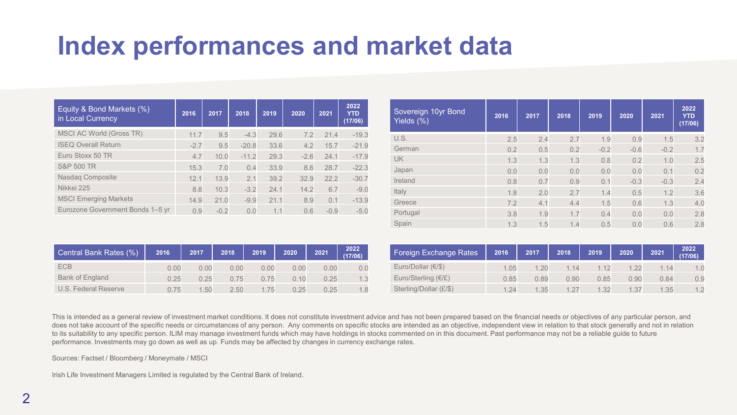# Index performances and market data

| Equity & Bond Markets (%) in Local Currency | 2016 | 2017 | 2018 | 2019 | 2020 | 2021 | 2022 YTD (17/06) |
|---|---|---|---|---|---|---|---|
| MSCI AC World (Gross TR) | 11.7 | 9.5 | -4.3 | 29.6 | 7.2 | 21.4 | -19.3 |
| ISEQ Overall Return | -2.7 | 9.5 | -20.8 | 33.6 | 4.2 | 15.7 | -21.9 |
| Euro Stoxx 50 TR | 4.7 | 10.0 | -11.2 | 29.3 | -2.6 | 24.1 | -17.9 |
| S&P 500 TR | 15.3 | 7.0 | 0.4 | 33.9 | 8.6 | 28.7 | -22.3 |
| Nasdaq Composite | 12.1 | 13.9 | 2.1 | 39.2 | 32.9 | 22.2 | -30.7 |
| Nikkei 225 | 8.8 | 10.3 | -3.2 | 24.1 | 14.2 | 6.7 | -9.0 |
| MSCI Emerging Markets | 14.9 | 21.0 | -9.9 | 21.1 | 8.9 | 0.1 | -13.9 |
| Eurozone Government Bonds 1–5 yr | 0.9 | -0.2 | 0.0 | 1.1 | 0.6 | -0.9 | -5.0 |

| Sovereign 10yr Bond Yields (%) | 2016 | 2017 | 2018 | 2019 | 2020 | 2021 | 2022 YTD (17/06) |
|---|---|---|---|---|---|---|---|
| U.S. | 2.5 | 2.4 | 2.7 | 1.9 | 0.9 | 1.5 | 3.2 |
| German | 0.2 | 0.5 | 0.2 | -0.2 | -0.6 | -0.2 | 1.7 |
| UK | 1.3 | 1.3 | 1.3 | 0.8 | 0.2 | 1.0 | 2.5 |
| Japan | 0.0 | 0.0 | 0.0 | 0.0 | 0.0 | 0.1 | 0.2 |
| Ireland | 0.8 | 0.7 | 0.9 | 0.1 | -0.3 | -0.3 | 2.4 |
| Italy | 1.8 | 2.0 | 2.7 | 1.4 | 0.5 | 1.2 | 3.6 |
| Greece | 7.2 | 4.1 | 4.4 | 1.5 | 0.6 | 1.3 | 4.0 |
| Portugal | 3.8 | 1.9 | 1.7 | 0.4 | 0.0 | 0.0 | 2.8 |
| Spain | 1.3 | 1.5 | 1.4 | 0.5 | 0.0 | 0.6 | 2.8 |

| Central Bank Rates (%) | 2016 | 2017 | 2018 | 2019 | 2020 | 2021 | 2022 (17/06) |
|---|---|---|---|---|---|---|---|
| ECB | 0.00 | 0.00 | 0.00 | 0.00 | 0.00 | 0.00 | 0.0 |
| Bank of England | 0.25 | 0.25 | 0.75 | 0.75 | 0.10 | 0.25 | 1.3 |
| U.S. Federal Reserve | 0.75 | 1.50 | 2.50 | 1.75 | 0.25 | 0.25 | 1.8 |

| Foreign Exchange Rates | 2016 | 2017 | 2018 | 2019 | 2020 | 2021 | 2022 (17/06) |
|---|---|---|---|---|---|---|---|
| Euro/Dollar (€/$) | 1.05 | 1.20 | 1.14 | 1.12 | 1.22 | 1.14 | 1.0 |
| Euro/Sterling (€/£) | 0.85 | 0.89 | 0.90 | 0.85 | 0.90 | 0.84 | 0.9 |
| Sterling/Dollar (£/$) | 1.24 | 1.35 | 1.27 | 1.32 | 1.37 | 1.35 | 1.2 |

This is intended as a general review of investment market conditions. It does not constitute investment advice and has not been prepared based on the financial needs or objectives of any particular person, and does not take account of the specific needs or circumstances of any person. Any comments on specific stocks are intended as an objective, independent view in relation to that stock generally and not in relation to its suitability to any specific person. ILIM may manage investment funds which may have holdings in stocks commented on in this document. Past performance may not be a reliable guide to future performance. Investments may go down as well as up. Funds may be affected by changes in currency exchange rates.

Sources: Factset / Bloomberg / Moneymate / MSCI

Irish Life Investment Managers Limited is regulated by the Central Bank of Ireland.